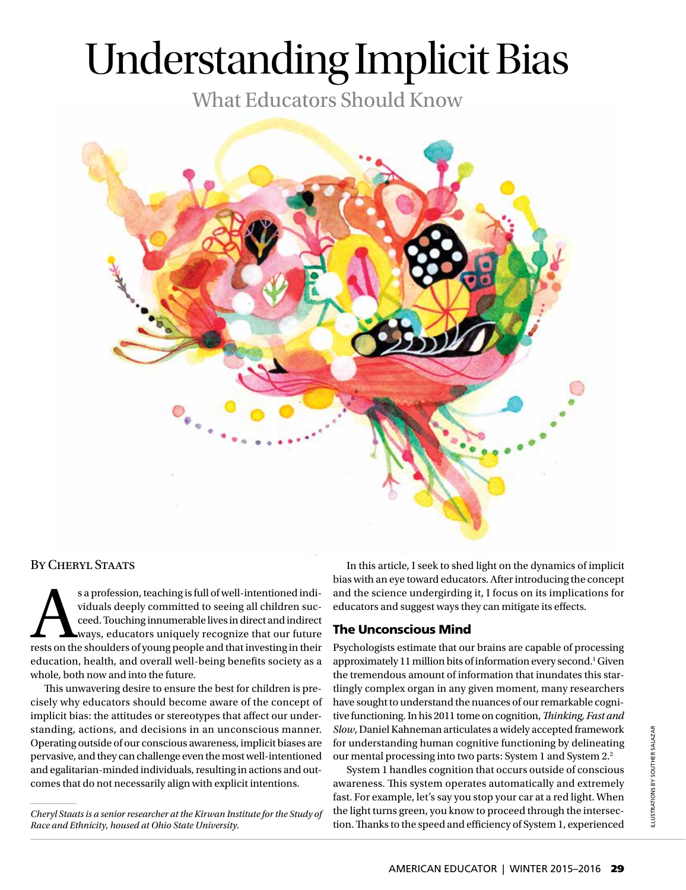# Understanding Implicit Bias

## What Educators Should Know

By Cheryl Staats

As a profession, teaching is full of well-intentioned individuals deeply committed to seeing all children succeed. Touching innumerable lives in direct and indirect ways, educators uniquely recognize that our future rests on the shoulders of young people and that investing in their education, health, and overall well-being benefits society as a whole, both now and into the future.

This unwavering desire to ensure the best for children is precisely why educators should become aware of the concept of implicit bias: the attitudes or stereotypes that affect our understanding, actions, and decisions in an unconscious manner. Operating outside of our conscious awareness, implicit biases are pervasive, and they can challenge even the most well-intentioned and egalitarian-minded individuals, resulting in actions and outcomes that do not necessarily align with explicit intentions.

*Cheryl Staats is a senior researcher at the Kirwan Institute for the Study of Race and Ethnicity, housed at Ohio State University.*

In this article, I seek to shed light on the dynamics of implicit bias with an eye toward educators. After introducing the concept and the science undergirding it, I focus on its implications for educators and suggest ways they can mitigate its effects.

### The Unconscious Mind

Psychologists estimate that our brains are capable of processing approximately 11 million bits of information every second.[1] Given the tremendous amount of information that inundates this startlingly complex organ in any given moment, many researchers have sought to understand the nuances of our remarkable cognitive functioning. In his 2011 tome on cognition, *Thinking, Fast and Slow*, Daniel Kahneman articulates a widely accepted framework for understanding human cognitive functioning by delineating our mental processing into two parts: System 1 and System 2.[2]

System 1 handles cognition that occurs outside of conscious awareness. This system operates automatically and extremely fast. For example, let's say you stop your car at a red light. When the light turns green, you know to proceed through the intersection. Thanks to the speed and efficiency of System 1, experienced

ILLUSTRATIONS BY SOUTHER SALAZAR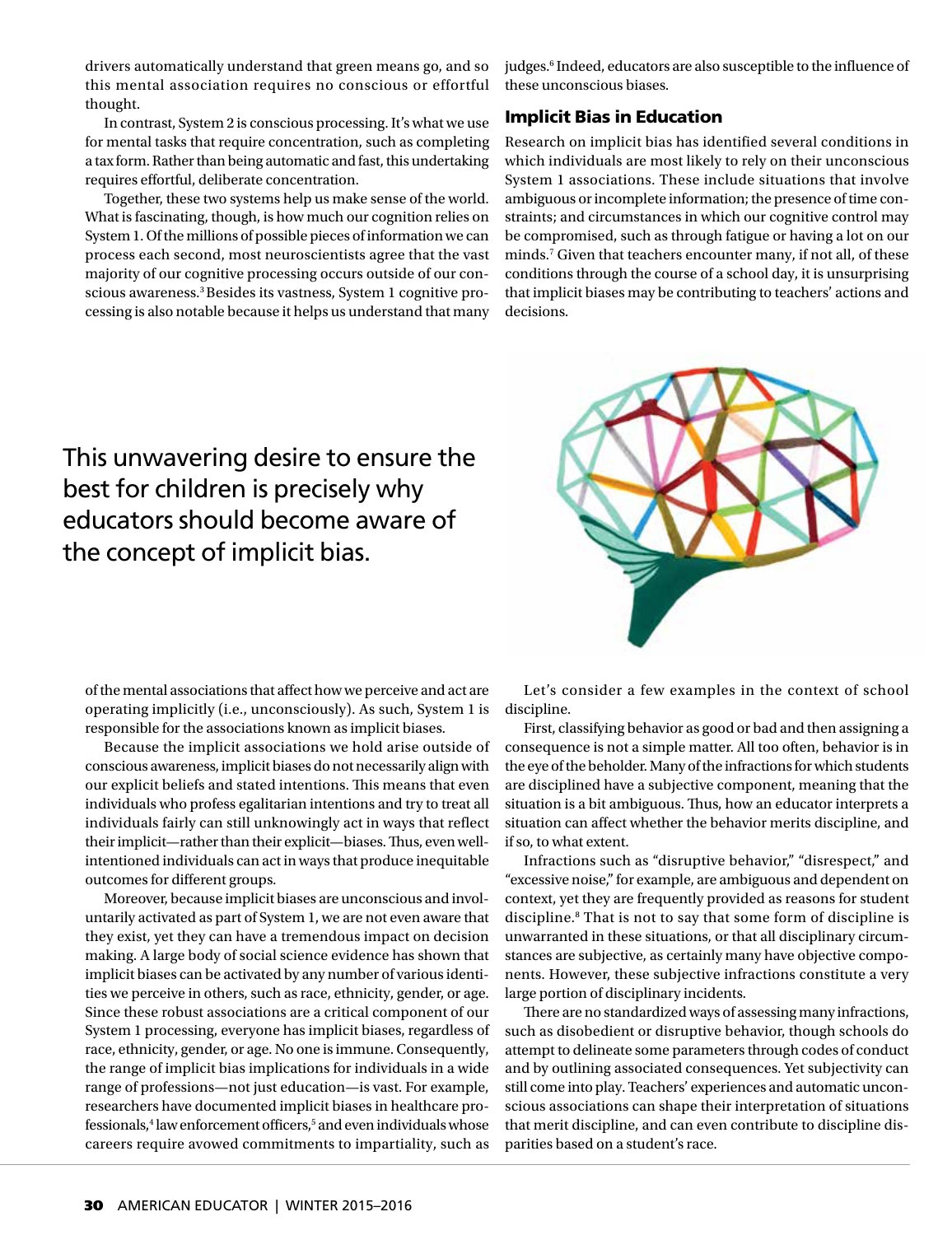drivers automatically understand that green means go, and so this mental association requires no conscious or effortful thought.

In contrast, System 2 is conscious processing. It's what we use for mental tasks that require concentration, such as completing a tax form. Rather than being automatic and fast, this undertaking requires effortful, deliberate concentration.

Together, these two systems help us make sense of the world. What is fascinating, though, is how much our cognition relies on System 1. Of the millions of possible pieces of information we can process each second, most neuroscientists agree that the vast majority of our cognitive processing occurs outside of our conscious awareness.[3] Besides its vastness, System 1 cognitive processing is also notable because it helps us understand that many of the mental associations that affect how we perceive and act are operating implicitly (i.e., unconsciously). As such, System 1 is responsible for the associations known as implicit biases.

Because the implicit associations we hold arise outside of conscious awareness, implicit biases do not necessarily align with our explicit beliefs and stated intentions. This means that even individuals who profess egalitarian intentions and try to treat all individuals fairly can still unknowingly act in ways that reflect their implicit—rather than their explicit—biases. Thus, even well-intentioned individuals can act in ways that produce inequitable outcomes for different groups.

Moreover, because implicit biases are unconscious and involuntarily activated as part of System 1, we are not even aware that they exist, yet they can have a tremendous impact on decision making. A large body of social science evidence has shown that implicit biases can be activated by any number of various identities we perceive in others, such as race, ethnicity, gender, or age. Since these robust associations are a critical component of our System 1 processing, everyone has implicit biases, regardless of race, ethnicity, gender, or age. No one is immune. Consequently, the range of implicit bias implications for individuals in a wide range of professions—not just education—is vast. For example, researchers have documented implicit biases in healthcare professionals,[4] law enforcement officers,[5] and even individuals whose careers require avowed commitments to impartiality, such as judges.[6] Indeed, educators are also susceptible to the influence of these unconscious biases.

This unwavering desire to ensure the best for children is precisely why educators should become aware of the concept of implicit bias.

### Implicit Bias in Education

Research on implicit bias has identified several conditions in which individuals are most likely to rely on their unconscious System 1 associations. These include situations that involve ambiguous or incomplete information; the presence of time constraints; and circumstances in which our cognitive control may be compromised, such as through fatigue or having a lot on our minds.[7] Given that teachers encounter many, if not all, of these conditions through the course of a school day, it is unsurprising that implicit biases may be contributing to teachers' actions and decisions.

Let's consider a few examples in the context of school discipline.

First, classifying behavior as good or bad and then assigning a consequence is not a simple matter. All too often, behavior is in the eye of the beholder. Many of the infractions for which students are disciplined have a subjective component, meaning that the situation is a bit ambiguous. Thus, how an educator interprets a situation can affect whether the behavior merits discipline, and if so, to what extent.

Infractions such as "disruptive behavior," "disrespect," and "excessive noise," for example, are ambiguous and dependent on context, yet they are frequently provided as reasons for student discipline.[8] That is not to say that some form of discipline is unwarranted in these situations, or that all disciplinary circumstances are subjective, as certainly many have objective components. However, these subjective infractions constitute a very large portion of disciplinary incidents.

There are no standardized ways of assessing many infractions, such as disobedient or disruptive behavior, though schools do attempt to delineate some parameters through codes of conduct and by outlining associated consequences. Yet subjectivity can still come into play. Teachers' experiences and automatic unconscious associations can shape their interpretation of situations that merit discipline, and can even contribute to discipline disparities based on a student's race.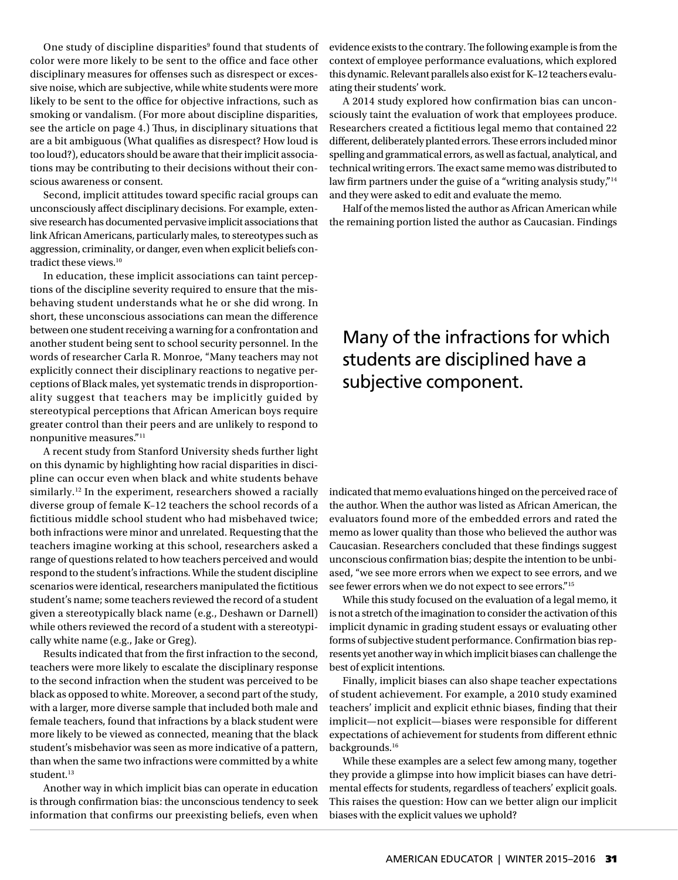One study of discipline disparities[9] found that students of color were more likely to be sent to the office and face other disciplinary measures for offenses such as disrespect or excessive noise, which are subjective, while white students were more likely to be sent to the office for objective infractions, such as smoking or vandalism. (For more about discipline disparities, see the article on page 4.) Thus, in disciplinary situations that are a bit ambiguous (What qualifies as disrespect? How loud is too loud?), educators should be aware that their implicit associations may be contributing to their decisions without their conscious awareness or consent.

Second, implicit attitudes toward specific racial groups can unconsciously affect disciplinary decisions. For example, extensive research has documented pervasive implicit associations that link African Americans, particularly males, to stereotypes such as aggression, criminality, or danger, even when explicit beliefs contradict these views.[10]

In education, these implicit associations can taint perceptions of the discipline severity required to ensure that the misbehaving student understands what he or she did wrong. In short, these unconscious associations can mean the difference between one student receiving a warning for a confrontation and another student being sent to school security personnel. In the words of researcher Carla R. Monroe, "Many teachers may not explicitly connect their disciplinary reactions to negative perceptions of Black males, yet systematic trends in disproportionality suggest that teachers may be implicitly guided by stereotypical perceptions that African American boys require greater control than their peers and are unlikely to respond to nonpunitive measures."[11]

A recent study from Stanford University sheds further light on this dynamic by highlighting how racial disparities in discipline can occur even when black and white students behave similarly.[12] In the experiment, researchers showed a racially diverse group of female K–12 teachers the school records of a fictitious middle school student who had misbehaved twice; both infractions were minor and unrelated. Requesting that the teachers imagine working at this school, researchers asked a range of questions related to how teachers perceived and would respond to the student's infractions. While the student discipline scenarios were identical, researchers manipulated the fictitious student's name; some teachers reviewed the record of a student given a stereotypically black name (e.g., Deshawn or Darnell) while others reviewed the record of a student with a stereotypically white name (e.g., Jake or Greg).

Results indicated that from the first infraction to the second, teachers were more likely to escalate the disciplinary response to the second infraction when the student was perceived to be black as opposed to white. Moreover, a second part of the study, with a larger, more diverse sample that included both male and female teachers, found that infractions by a black student were more likely to be viewed as connected, meaning that the black student's misbehavior was seen as more indicative of a pattern, than when the same two infractions were committed by a white student.[13]

Another way in which implicit bias can operate in education is through confirmation bias: the unconscious tendency to seek information that confirms our preexisting beliefs, even when evidence exists to the contrary. The following example is from the context of employee performance evaluations, which explored this dynamic. Relevant parallels also exist for K–12 teachers evaluating their students' work.

A 2014 study explored how confirmation bias can unconsciously taint the evaluation of work that employees produce. Researchers created a fictitious legal memo that contained 22 different, deliberately planted errors. These errors included minor spelling and grammatical errors, as well as factual, analytical, and technical writing errors. The exact same memo was distributed to law firm partners under the guise of a "writing analysis study,"[14] and they were asked to edit and evaluate the memo.

Half of the memos listed the author as African American while the remaining portion listed the author as Caucasian. Findings indicated that memo evaluations hinged on the perceived race of the author. When the author was listed as African American, the evaluators found more of the embedded errors and rated the memo as lower quality than those who believed the author was Caucasian. Researchers concluded that these findings suggest unconscious confirmation bias; despite the intention to be unbiased, "we see more errors when we expect to see errors, and we see fewer errors when we do not expect to see errors."[15]

> Many of the infractions for which students are disciplined have a subjective component.

While this study focused on the evaluation of a legal memo, it is not a stretch of the imagination to consider the activation of this implicit dynamic in grading student essays or evaluating other forms of subjective student performance. Confirmation bias represents yet another way in which implicit biases can challenge the best of explicit intentions.

Finally, implicit biases can also shape teacher expectations of student achievement. For example, a 2010 study examined teachers' implicit and explicit ethnic biases, finding that their implicit—not explicit—biases were responsible for different expectations of achievement for students from different ethnic backgrounds.[16]

While these examples are a select few among many, together they provide a glimpse into how implicit biases can have detrimental effects for students, regardless of teachers' explicit goals. This raises the question: How can we better align our implicit biases with the explicit values we uphold?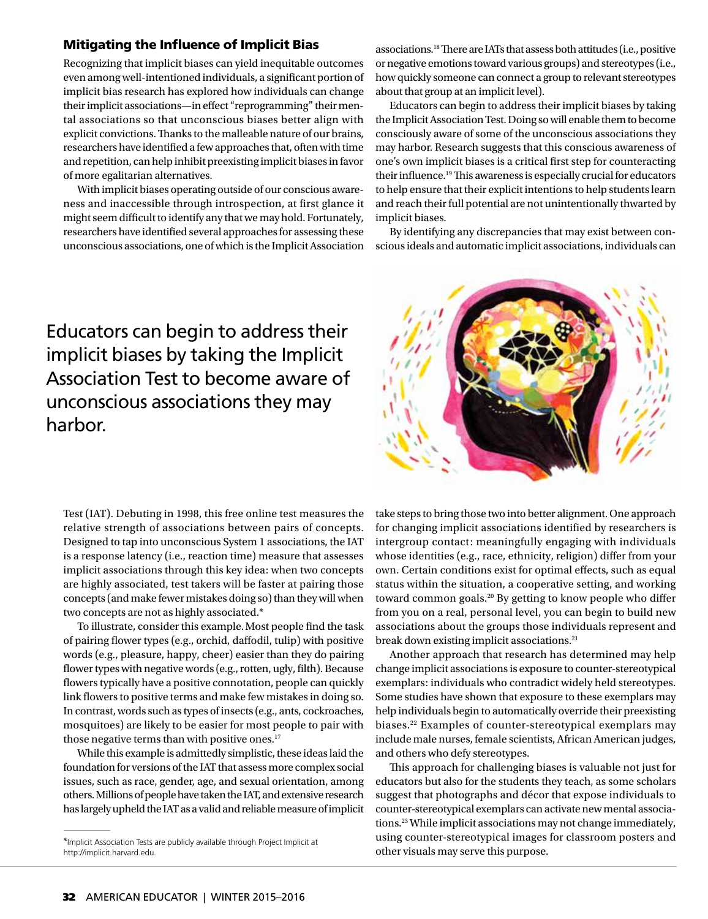## Mitigating the Influence of Implicit Bias

Recognizing that implicit biases can yield inequitable outcomes even among well-intentioned individuals, a significant portion of implicit bias research has explored how individuals can change their implicit associations—in effect "reprogramming" their mental associations so that unconscious biases better align with explicit convictions. Thanks to the malleable nature of our brains, researchers have identified a few approaches that, often with time and repetition, can help inhibit preexisting implicit biases in favor of more egalitarian alternatives.

With implicit biases operating outside of our conscious awareness and inaccessible through introspection, at first glance it might seem difficult to identify any that we may hold. Fortunately, researchers have identified several approaches for assessing these unconscious associations, one of which is the Implicit Association Test (IAT). Debuting in 1998, this free online test measures the relative strength of associations between pairs of concepts. Designed to tap into unconscious System 1 associations, the IAT is a response latency (i.e., reaction time) measure that assesses implicit associations through this key idea: when two concepts are highly associated, test takers will be faster at pairing those concepts (and make fewer mistakes doing so) than they will when two concepts are not as highly associated.*

To illustrate, consider this example. Most people find the task of pairing flower types (e.g., orchid, daffodil, tulip) with positive words (e.g., pleasure, happy, cheer) easier than they do pairing flower types with negative words (e.g., rotten, ugly, filth). Because flowers typically have a positive connotation, people can quickly link flowers to positive terms and make few mistakes in doing so. In contrast, words such as types of insects (e.g., ants, cockroaches, mosquitoes) are likely to be easier for most people to pair with those negative terms than with positive ones.[17]

While this example is admittedly simplistic, these ideas laid the foundation for versions of the IAT that assess more complex social issues, such as race, gender, age, and sexual orientation, among others. Millions of people have taken the IAT, and extensive research has largely upheld the IAT as a valid and reliable measure of implicit associations.[18] There are IATs that assess both attitudes (i.e., positive or negative emotions toward various groups) and stereotypes (i.e., how quickly someone can connect a group to relevant stereotypes about that group at an implicit level).

Educators can begin to address their implicit biases by taking the Implicit Association Test. Doing so will enable them to become consciously aware of some of the unconscious associations they may harbor. Research suggests that this conscious awareness of one's own implicit biases is a critical first step for counteracting their influence.[19] This awareness is especially crucial for educators to help ensure that their explicit intentions to help students learn and reach their full potential are not unintentionally thwarted by implicit biases.

By identifying any discrepancies that may exist between conscious ideals and automatic implicit associations, individuals can take steps to bring those two into better alignment. One approach for changing implicit associations identified by researchers is intergroup contact: meaningfully engaging with individuals whose identities (e.g., race, ethnicity, religion) differ from your own. Certain conditions exist for optimal effects, such as equal status within the situation, a cooperative setting, and working toward common goals.[20] By getting to know people who differ from you on a real, personal level, you can begin to build new associations about the groups those individuals represent and break down existing implicit associations.[21]

Another approach that research has determined may help change implicit associations is exposure to counter-stereotypical exemplars: individuals who contradict widely held stereotypes. Some studies have shown that exposure to these exemplars may help individuals begin to automatically override their preexisting biases.[22] Examples of counter-stereotypical exemplars may include male nurses, female scientists, African American judges, and others who defy stereotypes.

This approach for challenging biases is valuable not just for educators but also for the students they teach, as some scholars suggest that photographs and décor that expose individuals to counter-stereotypical exemplars can activate new mental associations.[23] While implicit associations may not change immediately, using counter-stereotypical images for classroom posters and other visuals may serve this purpose.

Educators can begin to address their implicit biases by taking the Implicit Association Test to become aware of unconscious associations they may harbor.

*Implicit Association Tests are publicly available through Project Implicit at http://implicit.harvard.edu.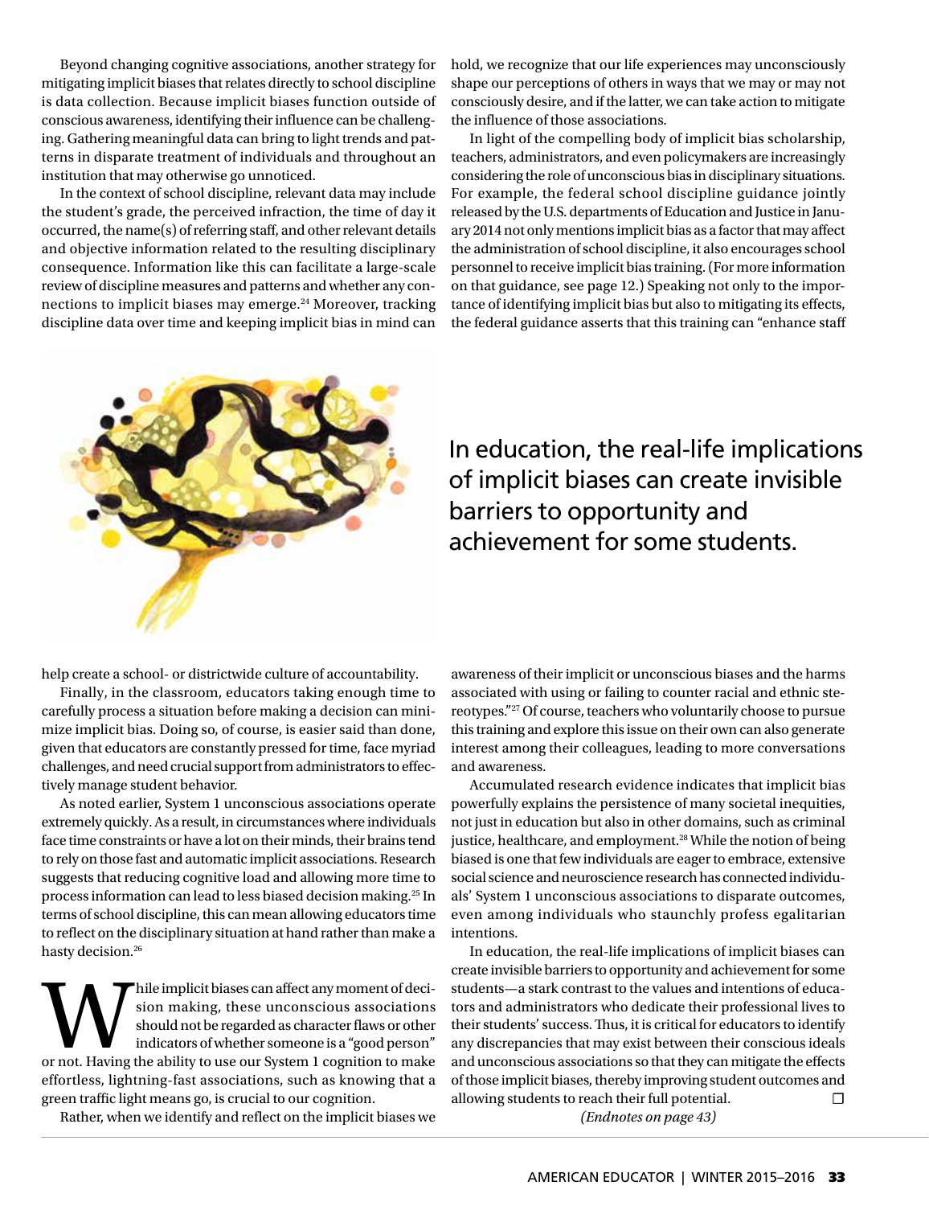Beyond changing cognitive associations, another strategy for mitigating implicit biases that relates directly to school discipline is data collection. Because implicit biases function outside of conscious awareness, identifying their influence can be challenging. Gathering meaningful data can bring to light trends and patterns in disparate treatment of individuals and throughout an institution that may otherwise go unnoticed.

In the context of school discipline, relevant data may include the student's grade, the perceived infraction, the time of day it occurred, the name(s) of referring staff, and other relevant details and objective information related to the resulting disciplinary consequence. Information like this can facilitate a large-scale review of discipline measures and patterns and whether any connections to implicit biases may emerge.[24] Moreover, tracking discipline data over time and keeping implicit bias in mind can help create a school- or districtwide culture of accountability.

Finally, in the classroom, educators taking enough time to carefully process a situation before making a decision can minimize implicit bias. Doing so, of course, is easier said than done, given that educators are constantly pressed for time, face myriad challenges, and need crucial support from administrators to effectively manage student behavior.

As noted earlier, System 1 unconscious associations operate extremely quickly. As a result, in circumstances where individuals face time constraints or have a lot on their minds, their brains tend to rely on those fast and automatic implicit associations. Research suggests that reducing cognitive load and allowing more time to process information can lead to less biased decision making.[25] In terms of school discipline, this can mean allowing educators time to reflect on the disciplinary situation at hand rather than make a hasty decision.[26]

While implicit biases can affect any moment of decision making, these unconscious associations should not be regarded as character flaws or other indicators of whether someone is a "good person" or not. Having the ability to use our System 1 cognition to make effortless, lightning-fast associations, such as knowing that a green traffic light means go, is crucial to our cognition.

Rather, when we identify and reflect on the implicit biases we hold, we recognize that our life experiences may unconsciously shape our perceptions of others in ways that we may or may not consciously desire, and if the latter, we can take action to mitigate the influence of those associations.

In light of the compelling body of implicit bias scholarship, teachers, administrators, and even policymakers are increasingly considering the role of unconscious bias in disciplinary situations. For example, the federal school discipline guidance jointly released by the U.S. departments of Education and Justice in January 2014 not only mentions implicit bias as a factor that may affect the administration of school discipline, it also encourages school personnel to receive implicit bias training. (For more information on that guidance, see page 12.) Speaking not only to the importance of identifying implicit bias but also to mitigating its effects, the federal guidance asserts that this training can "enhance staff awareness of their implicit or unconscious biases and the harms associated with using or failing to counter racial and ethnic stereotypes."[27] Of course, teachers who voluntarily choose to pursue this training and explore this issue on their own can also generate interest among their colleagues, leading to more conversations and awareness.

Accumulated research evidence indicates that implicit bias powerfully explains the persistence of many societal inequities, not just in education but also in other domains, such as criminal justice, healthcare, and employment.[28] While the notion of being biased is one that few individuals are eager to embrace, extensive social science and neuroscience research has connected individuals' System 1 unconscious associations to disparate outcomes, even among individuals who staunchly profess egalitarian intentions.

In education, the real-life implications of implicit biases can create invisible barriers to opportunity and achievement for some students—a stark contrast to the values and intentions of educators and administrators who dedicate their professional lives to their students' success. Thus, it is critical for educators to identify any discrepancies that may exist between their conscious ideals and unconscious associations so that they can mitigate the effects of those implicit biases, thereby improving student outcomes and allowing students to reach their full potential. ☐

*(Endnotes on page 43)*

> In education, the real-life implications of implicit biases can create invisible barriers to opportunity and achievement for some students.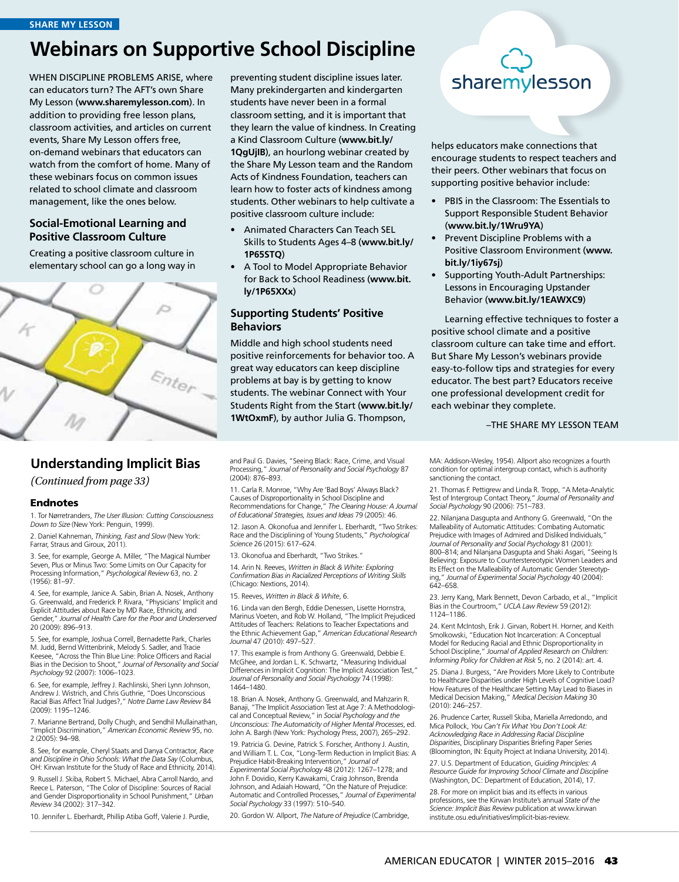SHARE MY LESSON

# Webinars on Supportive School Discipline

WHEN DISCIPLINE PROBLEMS ARISE, where can educators turn? The AFT's own Share My Lesson (**www.sharemylesson.com**). In addition to providing free lesson plans, classroom activities, and articles on current events, Share My Lesson offers free, on-demand webinars that educators can watch from the comfort of home. Many of these webinars focus on common issues related to school climate and classroom management, like the ones below.

### Social-Emotional Learning and Positive Classroom Culture

Creating a positive classroom culture in elementary school can go a long way in preventing student discipline issues later. Many prekindergarten and kindergarten students have never been in a formal classroom setting, and it is important that they learn the value of kindness. In Creating a Kind Classroom Culture (**www.bit.ly/1QgUjlB**), an hourlong webinar created by the Share My Lesson team and the Random Acts of Kindness Foundation, teachers can learn how to foster acts of kindness among students. Other webinars to help cultivate a positive classroom culture include:

- Animated Characters Can Teach SEL Skills to Students Ages 4–8 (**www.bit.ly/1P65STQ**)
- A Tool to Model Appropriate Behavior for Back to School Readiness (**www.bit.ly/1P65XXx**)

### Supporting Students' Positive Behaviors

Middle and high school students need positive reinforcements for behavior too. A great way educators can keep discipline problems at bay is by getting to know students. The webinar Connect with Your Students Right from the Start (**www.bit.ly/1WtOxmF**), by author Julia G. Thompson, helps educators make connections that encourage students to respect teachers and their peers. Other webinars that focus on supporting positive behavior include:

- PBIS in the Classroom: The Essentials to Support Responsible Student Behavior (**www.bit.ly/1Wru9YA**)
- Prevent Discipline Problems with a Positive Classroom Environment (**www.bit.ly/1iy67sj**)
- Supporting Youth-Adult Partnerships: Lessons in Encouraging Upstander Behavior (**www.bit.ly/1EAWXC9**)

Learning effective techniques to foster a positive school climate and a positive classroom culture can take time and effort. But Share My Lesson's webinars provide easy-to-follow tips and strategies for every educator. The best part? Educators receive one professional development credit for each webinar they complete.

–THE SHARE MY LESSON TEAM

## Understanding Implicit Bias

*(Continued from page 33)*

### Endnotes

1. Tor Nørretranders, *The User Illusion: Cutting Consciousness Down to Size* (New York: Penguin, 1999).

2. Daniel Kahneman, *Thinking, Fast and Slow* (New York: Farrar, Straus and Giroux, 2011).

3. See, for example, George A. Miller, "The Magical Number Seven, Plus or Minus Two: Some Limits on Our Capacity for Processing Information," *Psychological Review* 63, no. 2 (1956): 81–97.

4. See, for example, Janice A. Sabin, Brian A. Nosek, Anthony G. Greenwald, and Frederick P. Rivara, "Physicians' Implicit and Explicit Attitudes about Race by MD Race, Ethnicity, and Gender," *Journal of Health Care for the Poor and Underserved* 20 (2009): 896–913.

5. See, for example, Joshua Correll, Bernadette Park, Charles M. Judd, Bernd Wittenbrink, Melody S. Sadler, and Tracie Keesee, "Across the Thin Blue Line: Police Officers and Racial Bias in the Decision to Shoot," *Journal of Personality and Social Psychology* 92 (2007): 1006–1023.

6. See, for example, Jeffrey J. Rachlinski, Sheri Lynn Johnson, Andrew J. Wistrich, and Chris Guthrie, "Does Unconscious Racial Bias Affect Trial Judges?," *Notre Dame Law Review* 84 (2009): 1195–1246.

7. Marianne Bertrand, Dolly Chugh, and Sendhil Mullainathan, "Implicit Discrimination," *American Economic Review* 95, no. 2 (2005): 94–98.

8. See, for example, Cheryl Staats and Danya Contractor, *Race and Discipline in Ohio Schools: What the Data Say* (Columbus, OH: Kirwan Institute for the Study of Race and Ethnicity, 2014).

9. Russell J. Skiba, Robert S. Michael, Abra Carroll Nardo, and Reece L. Paterson, "The Color of Discipline: Sources of Racial and Gender Disproportionality in School Punishment," *Urban Review* 34 (2002): 317–342.

10. Jennifer L. Eberhardt, Phillip Atiba Goff, Valerie J. Purdie, and Paul G. Davies, "Seeing Black: Race, Crime, and Visual Processing," *Journal of Personality and Social Psychology* 87 (2004): 876–893.

11. Carla R. Monroe, "Why Are 'Bad Boys' Always Black? Causes of Disproportionality in School Discipline and Recommendations for Change," *The Clearing House: A Journal of Educational Strategies, Issues and Ideas* 79 (2005): 46.

12. Jason A. Okonofua and Jennifer L. Eberhardt, "Two Strikes: Race and the Disciplining of Young Students," *Psychological Science* 26 (2015): 617–624.

13. Okonofua and Eberhardt, "Two Strikes."

14. Arin N. Reeves, *Written in Black & White: Exploring Confirmation Bias in Racialized Perceptions of Writing Skills* (Chicago: Nextions, 2014).

15. Reeves, *Written in Black & White*, 6.

16. Linda van den Bergh, Eddie Denessen, Lisette Hornstra, Marinus Voeten, and Rob W. Holland, "The Implicit Prejudiced Attitudes of Teachers: Relations to Teacher Expectations and the Ethnic Achievement Gap," *American Educational Research Journal* 47 (2010): 497–527.

17. This example is from Anthony G. Greenwald, Debbie E. McGhee, and Jordan L. K. Schwartz, "Measuring Individual Differences in Implicit Cognition: The Implicit Association Test," *Journal of Personality and Social Psychology* 74 (1998): 1464–1480.

18. Brian A. Nosek, Anthony G. Greenwald, and Mahzarin R. Banaji, "The Implicit Association Test at Age 7: A Methodological and Conceptual Review," in *Social Psychology and the Unconscious: The Automaticity of Higher Mental Processes*, ed. John A. Bargh (New York: Psychology Press, 2007), 265–292.

19. Patricia G. Devine, Patrick S. Forscher, Anthony J. Austin, and William T. L. Cox, "Long-Term Reduction in Implicit Bias: A Prejudice Habit-Breaking Intervention," *Journal of Experimental Social Psychology* 48 (2012): 1267–1278; and John F. Dovidio, Kerry Kawakami, Craig Johnson, Brenda Johnson, and Adaiah Howard, "On the Nature of Prejudice: Automatic and Controlled Processes," *Journal of Experimental Social Psychology* 33 (1997): 510–540.

20. Gordon W. Allport, *The Nature of Prejudice* (Cambridge, MA: Addison-Wesley, 1954). Allport also recognizes a fourth condition for optimal intergroup contact, which is authority sanctioning the contact.

21. Thomas F. Pettigrew and Linda R. Tropp, "A Meta-Analytic Test of Intergroup Contact Theory," *Journal of Personality and Social Psychology* 90 (2006): 751–783.

22. Nilanjana Dasgupta and Anthony G. Greenwald, "On the Malleability of Automatic Attitudes: Combating Automatic Prejudice with Images of Admired and Disliked Individuals," *Journal of Personality and Social Psychology* 81 (2001): 800–814; and Nilanjana Dasgupta and Shaki Asgari, "Seeing Is Believing: Exposure to Counterstereotypic Women Leaders and Its Effect on the Malleability of Automatic Gender Stereotyping," *Journal of Experimental Social Psychology* 40 (2004): 642–658.

23. Jerry Kang, Mark Bennett, Devon Carbado, et al., "Implicit Bias in the Courtroom," *UCLA Law Review* 59 (2012): 1124–1186.

24. Kent McIntosh, Erik J. Girvan, Robert H. Horner, and Keith Smolkowski, "Education Not Incarceration: A Conceptual Model for Reducing Racial and Ethnic Disproportionality in School Discipline," *Journal of Applied Research on Children: Informing Policy for Children at Risk* 5, no. 2 (2014): art. 4.

25. Diana J. Burgess, "Are Providers More Likely to Contribute to Healthcare Disparities under High Levels of Cognitive Load? How Features of the Healthcare Setting May Lead to Biases in Medical Decision Making," *Medical Decision Making* 30 (2010): 246–257.

26. Prudence Carter, Russell Skiba, Mariella Arredondo, and Mica Pollock, *You Can't Fix What You Don't Look At: Acknowledging Race in Addressing Racial Discipline Disparities*, Disciplinary Disparities Briefing Paper Series (Bloomington, IN: Equity Project at Indiana University, 2014).

27. U.S. Department of Education, *Guiding Principles: A Resource Guide for Improving School Climate and Discipline* (Washington, DC: Department of Education, 2014), 17.

28. For more on implicit bias and its effects in various professions, see the Kirwan Institute's annual *State of the Science: Implicit Bias Review* publication at www.kirwaninstitute.osu.edu/initiatives/implicit-bias-review.